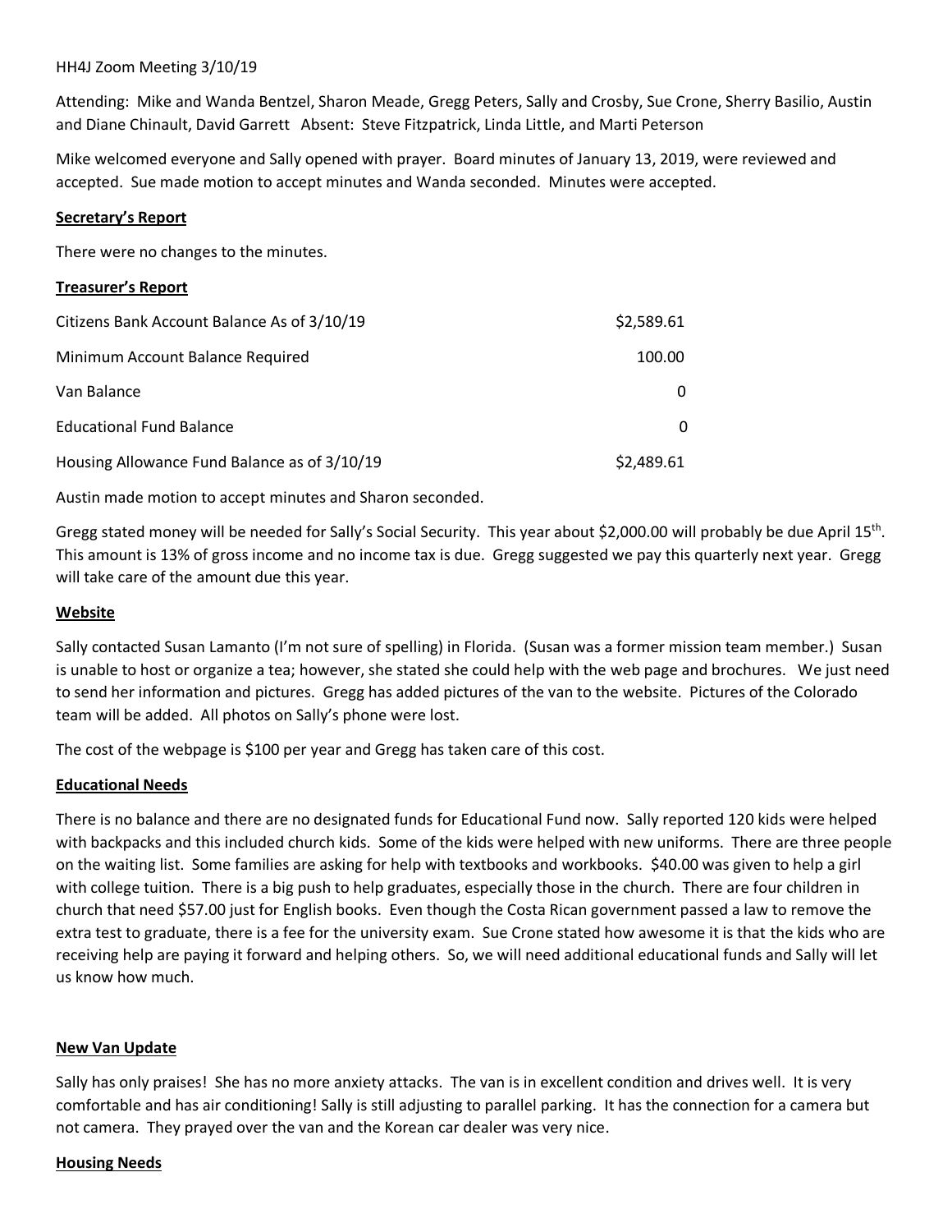HH4J Zoom Meeting 3/10/19

Attending: Mike and Wanda Bentzel, Sharon Meade, Gregg Peters, Sally and Crosby, Sue Crone, Sherry Basilio, Austin and Diane Chinault, David Garrett Absent: Steve Fitzpatrick, Linda Little, and Marti Peterson

Mike welcomed everyone and Sally opened with prayer. Board minutes of January 13, 2019, were reviewed and accepted. Sue made motion to accept minutes and Wanda seconded. Minutes were accepted.

## Secretary's Report

There were no changes to the minutes.

## Treasurer's Report

| | |
|---|---|
| Citizens Bank Account Balance As of 3/10/19 | $2,589.61 |
| Minimum Account Balance Required | 100.00 |
| Van Balance | 0 |
| Educational Fund Balance | 0 |
| Housing Allowance Fund Balance as of 3/10/19 | $2,489.61 |

Austin made motion to accept minutes and Sharon seconded.

Gregg stated money will be needed for Sally's Social Security. This year about $2,000.00 will probably be due April 15th. This amount is 13% of gross income and no income tax is due. Gregg suggested we pay this quarterly next year. Gregg will take care of the amount due this year.

## Website

Sally contacted Susan Lamanto (I'm not sure of spelling) in Florida. (Susan was a former mission team member.) Susan is unable to host or organize a tea; however, she stated she could help with the web page and brochures. We just need to send her information and pictures. Gregg has added pictures of the van to the website. Pictures of the Colorado team will be added. All photos on Sally's phone were lost.

The cost of the webpage is $100 per year and Gregg has taken care of this cost.

## Educational Needs

There is no balance and there are no designated funds for Educational Fund now. Sally reported 120 kids were helped with backpacks and this included church kids. Some of the kids were helped with new uniforms. There are three people on the waiting list. Some families are asking for help with textbooks and workbooks. $40.00 was given to help a girl with college tuition. There is a big push to help graduates, especially those in the church. There are four children in church that need $57.00 just for English books. Even though the Costa Rican government passed a law to remove the extra test to graduate, there is a fee for the university exam. Sue Crone stated how awesome it is that the kids who are receiving help are paying it forward and helping others. So, we will need additional educational funds and Sally will let us know how much.

## New Van Update

Sally has only praises! She has no more anxiety attacks. The van is in excellent condition and drives well. It is very comfortable and has air conditioning! Sally is still adjusting to parallel parking. It has the connection for a camera but not camera. They prayed over the van and the Korean car dealer was very nice.

## Housing Needs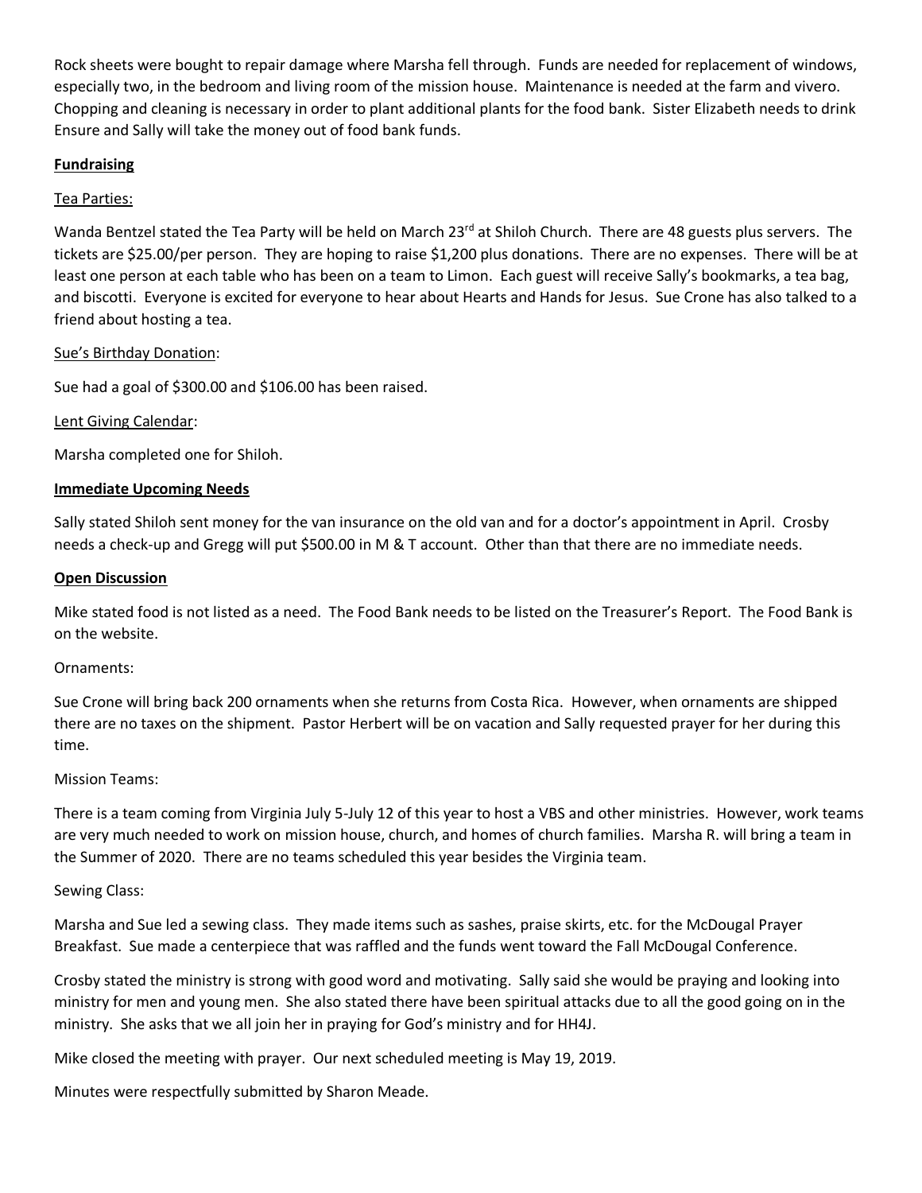Rock sheets were bought to repair damage where Marsha fell through. Funds are needed for replacement of windows, especially two, in the bedroom and living room of the mission house. Maintenance is needed at the farm and vivero. Chopping and cleaning is necessary in order to plant additional plants for the food bank. Sister Elizabeth needs to drink Ensure and Sally will take the money out of food bank funds.

**Fundraising**

Tea Parties:

Wanda Bentzel stated the Tea Party will be held on March 23rd at Shiloh Church. There are 48 guests plus servers. The tickets are $25.00/per person. They are hoping to raise $1,200 plus donations. There are no expenses. There will be at least one person at each table who has been on a team to Limon. Each guest will receive Sally's bookmarks, a tea bag, and biscotti. Everyone is excited for everyone to hear about Hearts and Hands for Jesus. Sue Crone has also talked to a friend about hosting a tea.

Sue's Birthday Donation:

Sue had a goal of $300.00 and $106.00 has been raised.

Lent Giving Calendar:

Marsha completed one for Shiloh.

**Immediate Upcoming Needs**

Sally stated Shiloh sent money for the van insurance on the old van and for a doctor's appointment in April. Crosby needs a check-up and Gregg will put $500.00 in M & T account. Other than that there are no immediate needs.

**Open Discussion**

Mike stated food is not listed as a need. The Food Bank needs to be listed on the Treasurer's Report. The Food Bank is on the website.

Ornaments:

Sue Crone will bring back 200 ornaments when she returns from Costa Rica. However, when ornaments are shipped there are no taxes on the shipment. Pastor Herbert will be on vacation and Sally requested prayer for her during this time.

Mission Teams:

There is a team coming from Virginia July 5-July 12 of this year to host a VBS and other ministries. However, work teams are very much needed to work on mission house, church, and homes of church families. Marsha R. will bring a team in the Summer of 2020. There are no teams scheduled this year besides the Virginia team.

Sewing Class:

Marsha and Sue led a sewing class. They made items such as sashes, praise skirts, etc. for the McDougal Prayer Breakfast. Sue made a centerpiece that was raffled and the funds went toward the Fall McDougal Conference.

Crosby stated the ministry is strong with good word and motivating. Sally said she would be praying and looking into ministry for men and young men. She also stated there have been spiritual attacks due to all the good going on in the ministry. She asks that we all join her in praying for God's ministry and for HH4J.

Mike closed the meeting with prayer. Our next scheduled meeting is May 19, 2019.

Minutes were respectfully submitted by Sharon Meade.